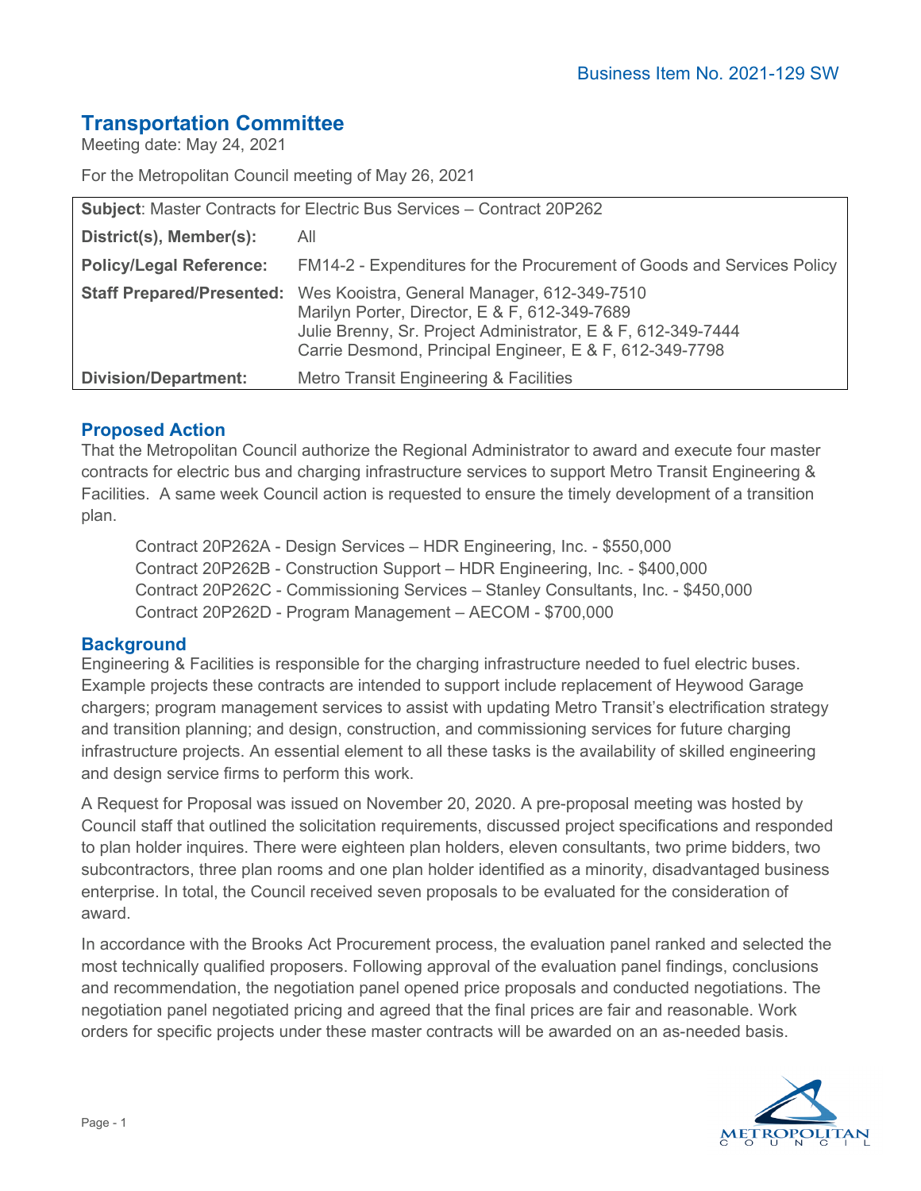Business Item No. 2021-129 SW

# Transportation Committee

Meeting date: May 24, 2021

For the Metropolitan Council meeting of May 26, 2021

| **Subject**: Master Contracts for Electric Bus Services – Contract 20P262 | |
|---|---|
| **District(s), Member(s):** | All |
| **Policy/Legal Reference:** | FM14-2 - Expenditures for the Procurement of Goods and Services Policy |
| **Staff Prepared/Presented:** | Wes Kooistra, General Manager, 612-349-7510<br>Marilyn Porter, Director, E & F, 612-349-7689<br>Julie Brenny, Sr. Project Administrator, E & F, 612-349-7444<br>Carrie Desmond, Principal Engineer, E & F, 612-349-7798 |
| **Division/Department:** | Metro Transit Engineering & Facilities |

## Proposed Action

That the Metropolitan Council authorize the Regional Administrator to award and execute four master contracts for electric bus and charging infrastructure services to support Metro Transit Engineering & Facilities. A same week Council action is requested to ensure the timely development of a transition plan.

Contract 20P262A - Design Services – HDR Engineering, Inc. - $550,000
Contract 20P262B - Construction Support – HDR Engineering, Inc. - $400,000
Contract 20P262C - Commissioning Services – Stanley Consultants, Inc. - $450,000
Contract 20P262D - Program Management – AECOM - $700,000

## Background

Engineering & Facilities is responsible for the charging infrastructure needed to fuel electric buses. Example projects these contracts are intended to support include replacement of Heywood Garage chargers; program management services to assist with updating Metro Transit's electrification strategy and transition planning; and design, construction, and commissioning services for future charging infrastructure projects. An essential element to all these tasks is the availability of skilled engineering and design service firms to perform this work.

A Request for Proposal was issued on November 20, 2020. A pre-proposal meeting was hosted by Council staff that outlined the solicitation requirements, discussed project specifications and responded to plan holder inquires. There were eighteen plan holders, eleven consultants, two prime bidders, two subcontractors, three plan rooms and one plan holder identified as a minority, disadvantaged business enterprise. In total, the Council received seven proposals to be evaluated for the consideration of award.

In accordance with the Brooks Act Procurement process, the evaluation panel ranked and selected the most technically qualified proposers. Following approval of the evaluation panel findings, conclusions and recommendation, the negotiation panel opened price proposals and conducted negotiations. The negotiation panel negotiated pricing and agreed that the final prices are fair and reasonable. Work orders for specific projects under these master contracts will be awarded on an as-needed basis.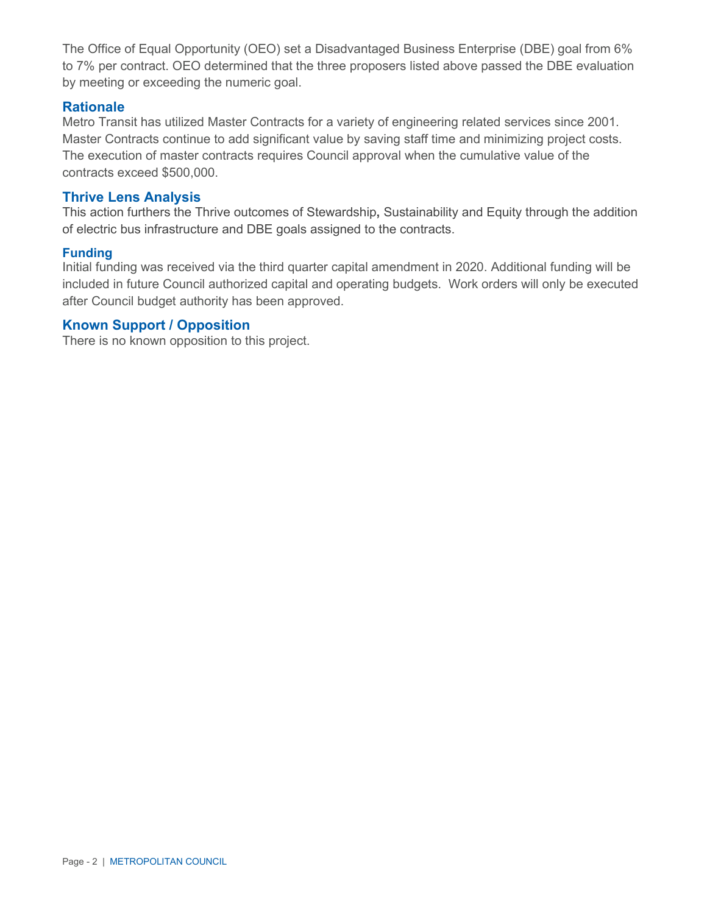The Office of Equal Opportunity (OEO) set a Disadvantaged Business Enterprise (DBE) goal from 6% to 7% per contract. OEO determined that the three proposers listed above passed the DBE evaluation by meeting or exceeding the numeric goal.

## Rationale

Metro Transit has utilized Master Contracts for a variety of engineering related services since 2001. Master Contracts continue to add significant value by saving staff time and minimizing project costs. The execution of master contracts requires Council approval when the cumulative value of the contracts exceed $500,000.

## Thrive Lens Analysis

This action furthers the Thrive outcomes of Stewardship, Sustainability and Equity through the addition of electric bus infrastructure and DBE goals assigned to the contracts.

### Funding

Initial funding was received via the third quarter capital amendment in 2020. Additional funding will be included in future Council authorized capital and operating budgets. Work orders will only be executed after Council budget authority has been approved.

## Known Support / Opposition

There is no known opposition to this project.